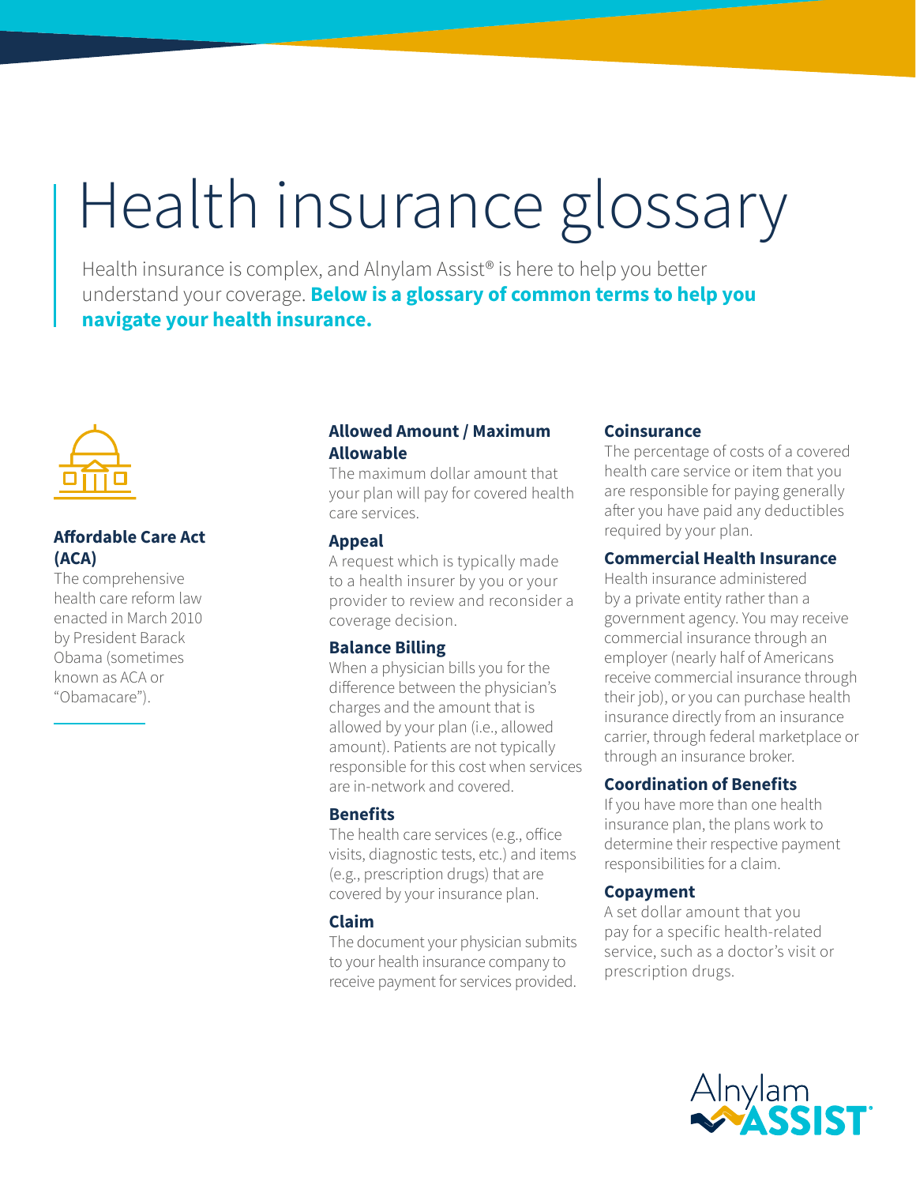# Health insurance glossary

Health insurance is complex, and Alnylam Assist® is here to help you better understand your coverage. **Below is a glossary of common terms to help you navigate your health insurance.**

### Affordable Care Act (ACA)

The comprehensive health care reform law enacted in March 2010 by President Barack Obama (sometimes known as ACA or "Obamacare").

### Allowed Amount / Maximum Allowable

The maximum dollar amount that your plan will pay for covered health care services.

### Appeal

A request which is typically made to a health insurer by you or your provider to review and reconsider a coverage decision.

### Balance Billing

When a physician bills you for the difference between the physician's charges and the amount that is allowed by your plan (i.e., allowed amount). Patients are not typically responsible for this cost when services are in-network and covered.

### Benefits

The health care services (e.g., office visits, diagnostic tests, etc.) and items (e.g., prescription drugs) that are covered by your insurance plan.

### Claim

The document your physician submits to your health insurance company to receive payment for services provided.

### Coinsurance

The percentage of costs of a covered health care service or item that you are responsible for paying generally after you have paid any deductibles required by your plan.

### Commercial Health Insurance

Health insurance administered by a private entity rather than a government agency. You may receive commercial insurance through an employer (nearly half of Americans receive commercial insurance through their job), or you can purchase health insurance directly from an insurance carrier, through federal marketplace or through an insurance broker.

### Coordination of Benefits

If you have more than one health insurance plan, the plans work to determine their respective payment responsibilities for a claim.

### Copayment

A set dollar amount that you pay for a specific health-related service, such as a doctor's visit or prescription drugs.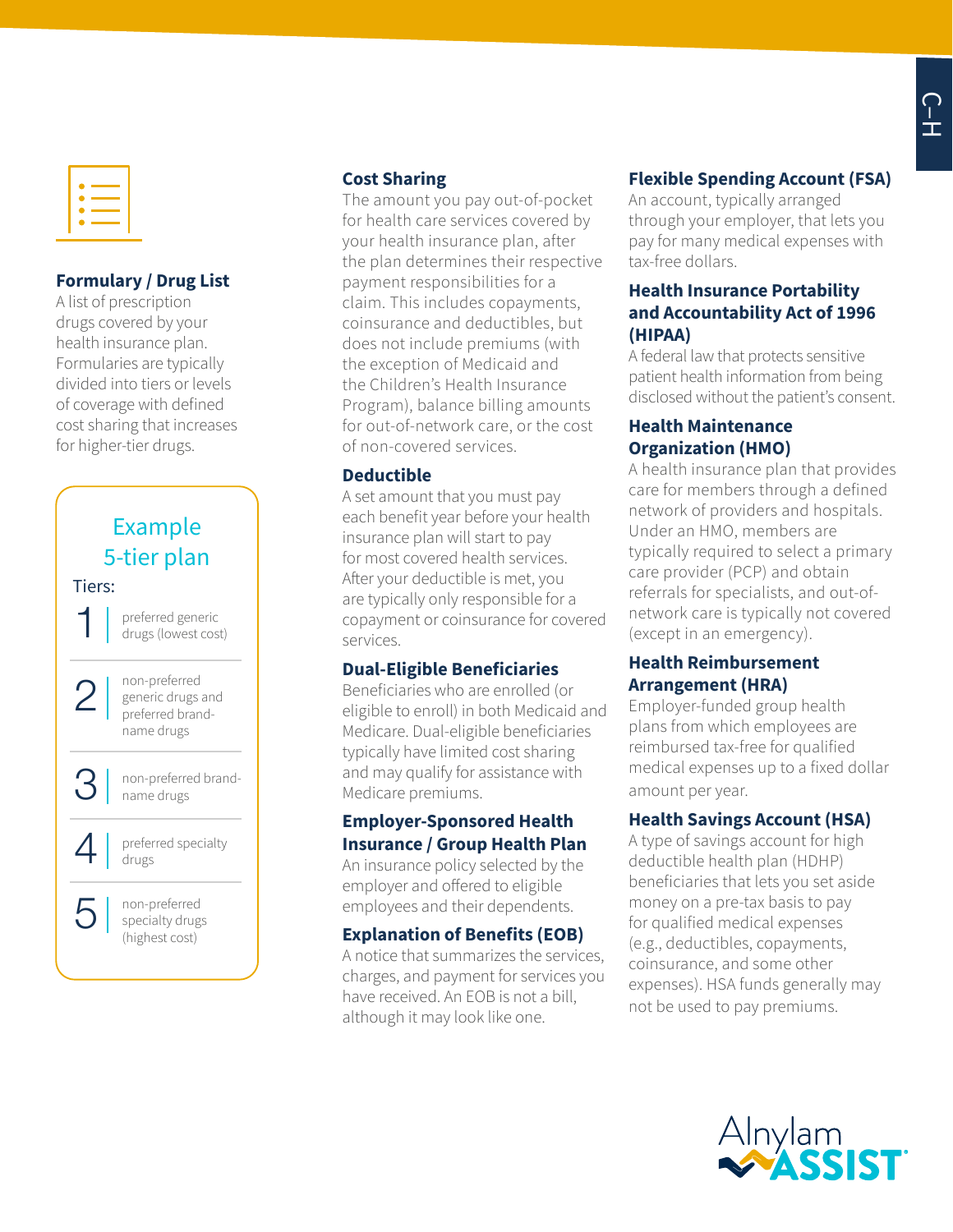### Formulary / Drug List

A list of prescription drugs covered by your health insurance plan. Formularies are typically divided into tiers or levels of coverage with defined cost sharing that increases for higher-tier drugs.

**Example 5-tier plan**

Tiers:

| Tier | Description |
|---|---|
| 1 | preferred generic drugs (lowest cost) |
| 2 | non-preferred generic drugs and preferred brand-name drugs |
| 3 | non-preferred brand-name drugs |
| 4 | preferred specialty drugs |
| 5 | non-preferred specialty drugs (highest cost) |

### Cost Sharing

The amount you pay out-of-pocket for health care services covered by your health insurance plan, after the plan determines their respective payment responsibilities for a claim. This includes copayments, coinsurance and deductibles, but does not include premiums (with the exception of Medicaid and the Children's Health Insurance Program), balance billing amounts for out-of-network care, or the cost of non-covered services.

### Deductible

A set amount that you must pay each benefit year before your health insurance plan will start to pay for most covered health services. After your deductible is met, you are typically only responsible for a copayment or coinsurance for covered services.

### Dual-Eligible Beneficiaries

Beneficiaries who are enrolled (or eligible to enroll) in both Medicaid and Medicare. Dual-eligible beneficiaries typically have limited cost sharing and may qualify for assistance with Medicare premiums.

### Employer-Sponsored Health Insurance / Group Health Plan

An insurance policy selected by the employer and offered to eligible employees and their dependents.

### Explanation of Benefits (EOB)

A notice that summarizes the services, charges, and payment for services you have received. An EOB is not a bill, although it may look like one.

### Flexible Spending Account (FSA)

An account, typically arranged through your employer, that lets you pay for many medical expenses with tax-free dollars.

### Health Insurance Portability and Accountability Act of 1996 (HIPAA)

A federal law that protects sensitive patient health information from being disclosed without the patient's consent.

### Health Maintenance Organization (HMO)

A health insurance plan that provides care for members through a defined network of providers and hospitals. Under an HMO, members are typically required to select a primary care provider (PCP) and obtain referrals for specialists, and out-of-network care is typically not covered (except in an emergency).

### Health Reimbursement Arrangement (HRA)

Employer-funded group health plans from which employees are reimbursed tax-free for qualified medical expenses up to a fixed dollar amount per year.

### Health Savings Account (HSA)

A type of savings account for high deductible health plan (HDHP) beneficiaries that lets you set aside money on a pre-tax basis to pay for qualified medical expenses (e.g., deductibles, copayments, coinsurance, and some other expenses). HSA funds generally may not be used to pay premiums.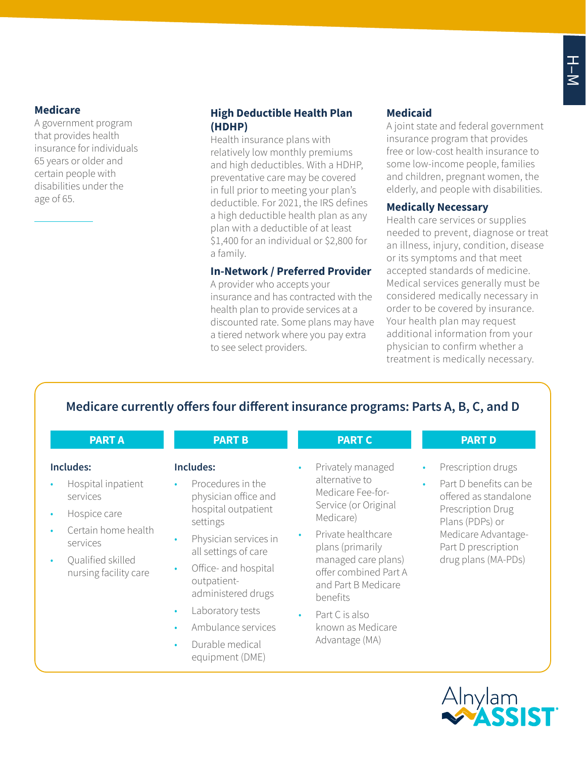### Medicare

A government program that provides health insurance for individuals 65 years or older and certain people with disabilities under the age of 65.

### High Deductible Health Plan (HDHP)

Health insurance plans with relatively low monthly premiums and high deductibles. With a HDHP, preventative care may be covered in full prior to meeting your plan's deductible. For 2021, the IRS defines a high deductible health plan as any plan with a deductible of at least $1,400 for an individual or $2,800 for a family.

### In-Network / Preferred Provider

A provider who accepts your insurance and has contracted with the health plan to provide services at a discounted rate. Some plans may have a tiered network where you pay extra to see select providers.

### Medicaid

A joint state and federal government insurance program that provides free or low-cost health insurance to some low-income people, families and children, pregnant women, the elderly, and people with disabilities.

### Medically Necessary

Health care services or supplies needed to prevent, diagnose or treat an illness, injury, condition, disease or its symptoms and that meet accepted standards of medicine. Medical services generally must be considered medically necessary in order to be covered by insurance. Your health plan may request additional information from your physician to confirm whether a treatment is medically necessary.

## Medicare currently offers four different insurance programs: Parts A, B, C, and D

### PART A

**Includes:**

- Hospital inpatient services
- Hospice care
- Certain home health services
- Qualified skilled nursing facility care

### PART B

**Includes:**

- Procedures in the physician office and hospital outpatient settings
- Physician services in all settings of care
- Office- and hospital outpatient-administered drugs
- Laboratory tests
- Ambulance services
- Durable medical equipment (DME)

### PART C

- Privately managed alternative to Medicare Fee-for-Service (or Original Medicare)
- Private healthcare plans (primarily managed care plans) offer combined Part A and Part B Medicare benefits
- Part C is also known as Medicare Advantage (MA)

### PART D

- Prescription drugs
- Part D benefits can be offered as standalone Prescription Drug Plans (PDPs) or Medicare Advantage-Part D prescription drug plans (MA-PDs)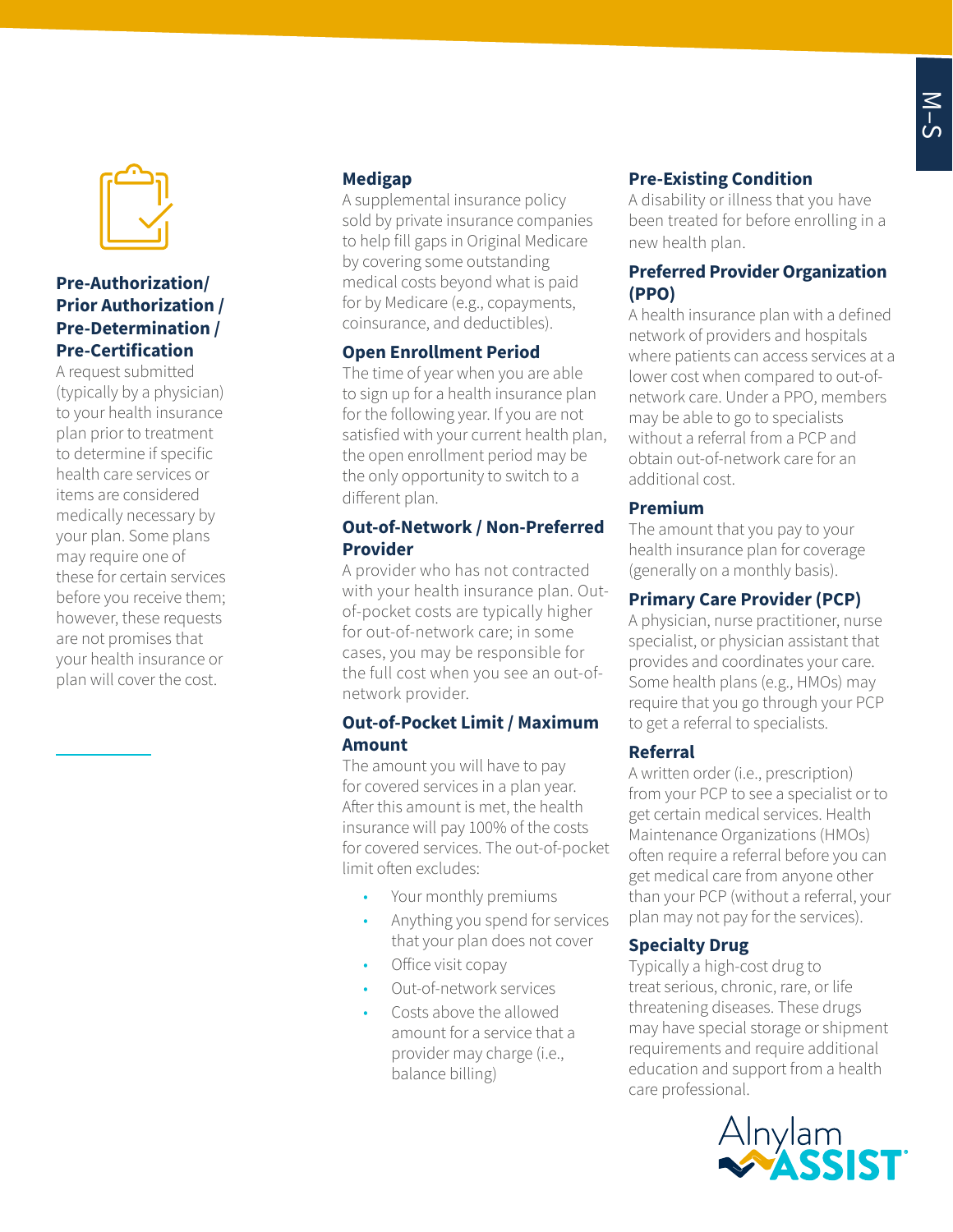## Pre-Authorization/ Prior Authorization / Pre-Determination / Pre-Certification

A request submitted (typically by a physician) to your health insurance plan prior to treatment to determine if specific health care services or items are considered medically necessary by your plan. Some plans may require one of these for certain services before you receive them; however, these requests are not promises that your health insurance or plan will cover the cost.

## Medigap

A supplemental insurance policy sold by private insurance companies to help fill gaps in Original Medicare by covering some outstanding medical costs beyond what is paid for by Medicare (e.g., copayments, coinsurance, and deductibles).

## Open Enrollment Period

The time of year when you are able to sign up for a health insurance plan for the following year. If you are not satisfied with your current health plan, the open enrollment period may be the only opportunity to switch to a different plan.

## Out-of-Network / Non-Preferred Provider

A provider who has not contracted with your health insurance plan. Out-of-pocket costs are typically higher for out-of-network care; in some cases, you may be responsible for the full cost when you see an out-of-network provider.

## Out-of-Pocket Limit / Maximum Amount

The amount you will have to pay for covered services in a plan year. After this amount is met, the health insurance will pay 100% of the costs for covered services. The out-of-pocket limit often excludes:

- Your monthly premiums
- Anything you spend for services that your plan does not cover
- Office visit copay
- Out-of-network services
- Costs above the allowed amount for a service that a provider may charge (i.e., balance billing)

## Pre-Existing Condition

A disability or illness that you have been treated for before enrolling in a new health plan.

## Preferred Provider Organization (PPO)

A health insurance plan with a defined network of providers and hospitals where patients can access services at a lower cost when compared to out-of-network care. Under a PPO, members may be able to go to specialists without a referral from a PCP and obtain out-of-network care for an additional cost.

## Premium

The amount that you pay to your health insurance plan for coverage (generally on a monthly basis).

## Primary Care Provider (PCP)

A physician, nurse practitioner, nurse specialist, or physician assistant that provides and coordinates your care. Some health plans (e.g., HMOs) may require that you go through your PCP to get a referral to specialists.

## Referral

A written order (i.e., prescription) from your PCP to see a specialist or to get certain medical services. Health Maintenance Organizations (HMOs) often require a referral before you can get medical care from anyone other than your PCP (without a referral, your plan may not pay for the services).

## Specialty Drug

Typically a high-cost drug to treat serious, chronic, rare, or life threatening diseases. These drugs may have special storage or shipment requirements and require additional education and support from a health care professional.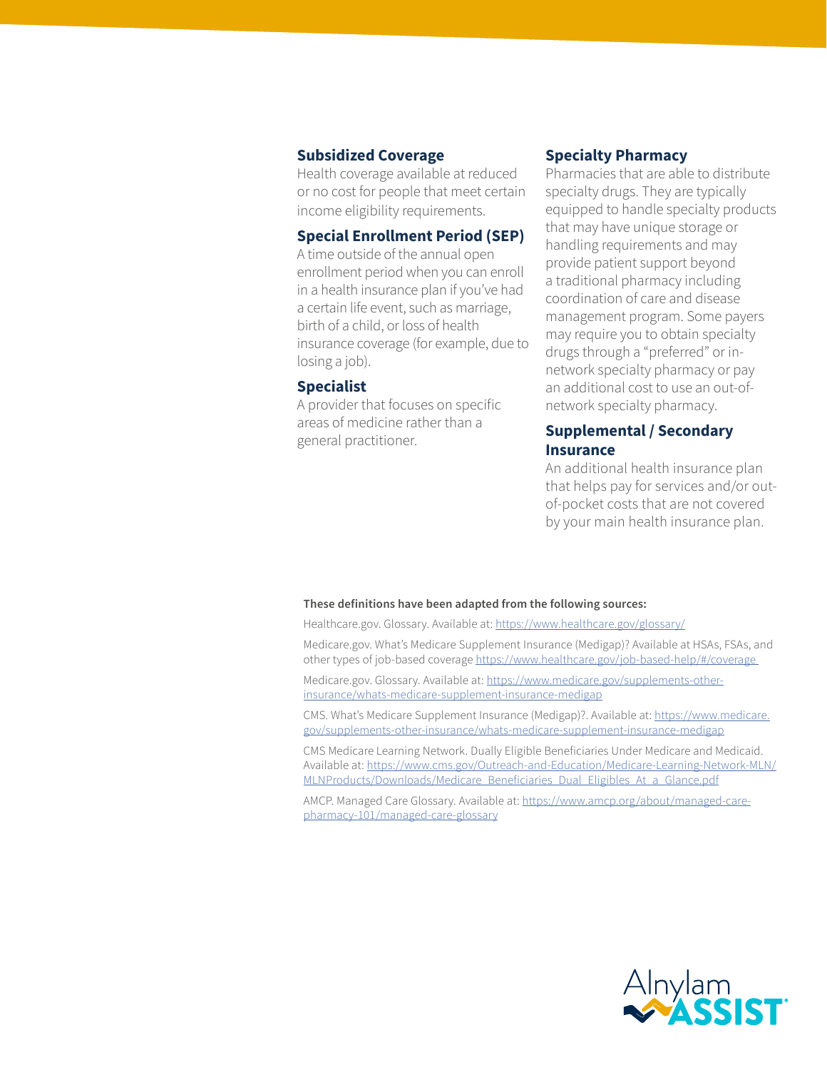### Subsidized Coverage

Health coverage available at reduced or no cost for people that meet certain income eligibility requirements.

### Special Enrollment Period (SEP)

A time outside of the annual open enrollment period when you can enroll in a health insurance plan if you've had a certain life event, such as marriage, birth of a child, or loss of health insurance coverage (for example, due to losing a job).

### Specialist

A provider that focuses on specific areas of medicine rather than a general practitioner.

### Specialty Pharmacy

Pharmacies that are able to distribute specialty drugs. They are typically equipped to handle specialty products that may have unique storage or handling requirements and may provide patient support beyond a traditional pharmacy including coordination of care and disease management program. Some payers may require you to obtain specialty drugs through a "preferred" or in-network specialty pharmacy or pay an additional cost to use an out-of-network specialty pharmacy.

### Supplemental / Secondary Insurance

An additional health insurance plan that helps pay for services and/or out-of-pocket costs that are not covered by your main health insurance plan.

**These definitions have been adapted from the following sources:**

Healthcare.gov. Glossary. Available at: https://www.healthcare.gov/glossary/

Medicare.gov. What's Medicare Supplement Insurance (Medigap)? Available at HSAs, FSAs, and other types of job-based coverage https://www.healthcare.gov/job-based-help/#/coverage

Medicare.gov. Glossary. Available at: https://www.medicare.gov/supplements-other-insurance/whats-medicare-supplement-insurance-medigap

CMS. What's Medicare Supplement Insurance (Medigap)?. Available at: https://www.medicare.gov/supplements-other-insurance/whats-medicare-supplement-insurance-medigap

CMS Medicare Learning Network. Dually Eligible Beneficiaries Under Medicare and Medicaid. Available at: https://www.cms.gov/Outreach-and-Education/Medicare-Learning-Network-MLN/MLNProducts/Downloads/Medicare_Beneficiaries_Dual_Eligibles_At_a_Glance.pdf

AMCP. Managed Care Glossary. Available at: https://www.amcp.org/about/managed-care-pharmacy-101/managed-care-glossary

Alnylam ASSIST®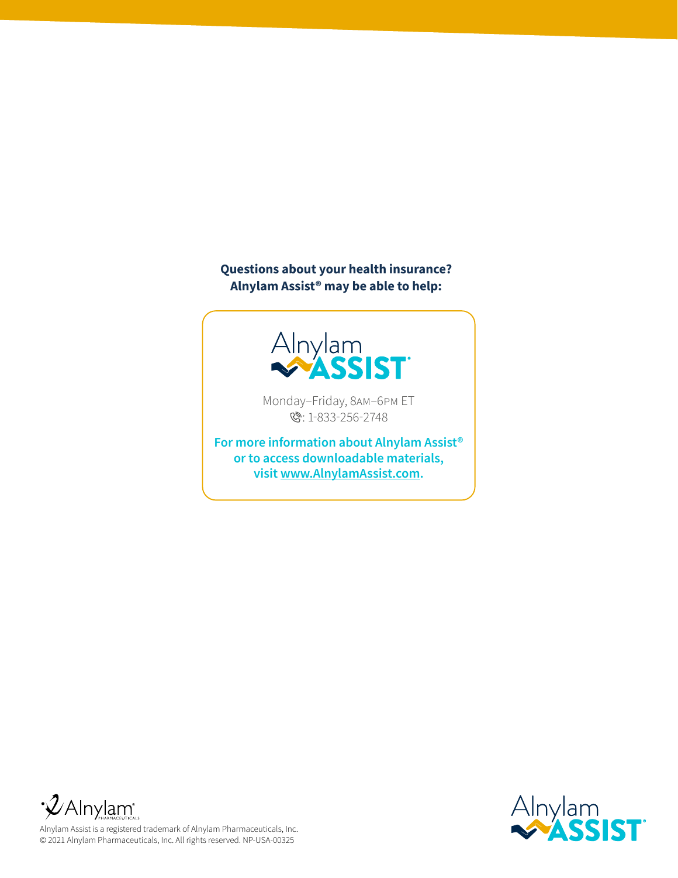**Questions about your health insurance?**
**Alnylam Assist® may be able to help:**

Alnylam ASSIST®

Monday–Friday, 8AM–6PM ET

: 1-833-256-2748

**For more information about Alnylam Assist® or to access downloadable materials, visit www.AlnylamAssist.com.**

Alnylam Assist is a registered trademark of Alnylam Pharmaceuticals, Inc.
© 2021 Alnylam Pharmaceuticals, Inc. All rights reserved. NP-USA-00325